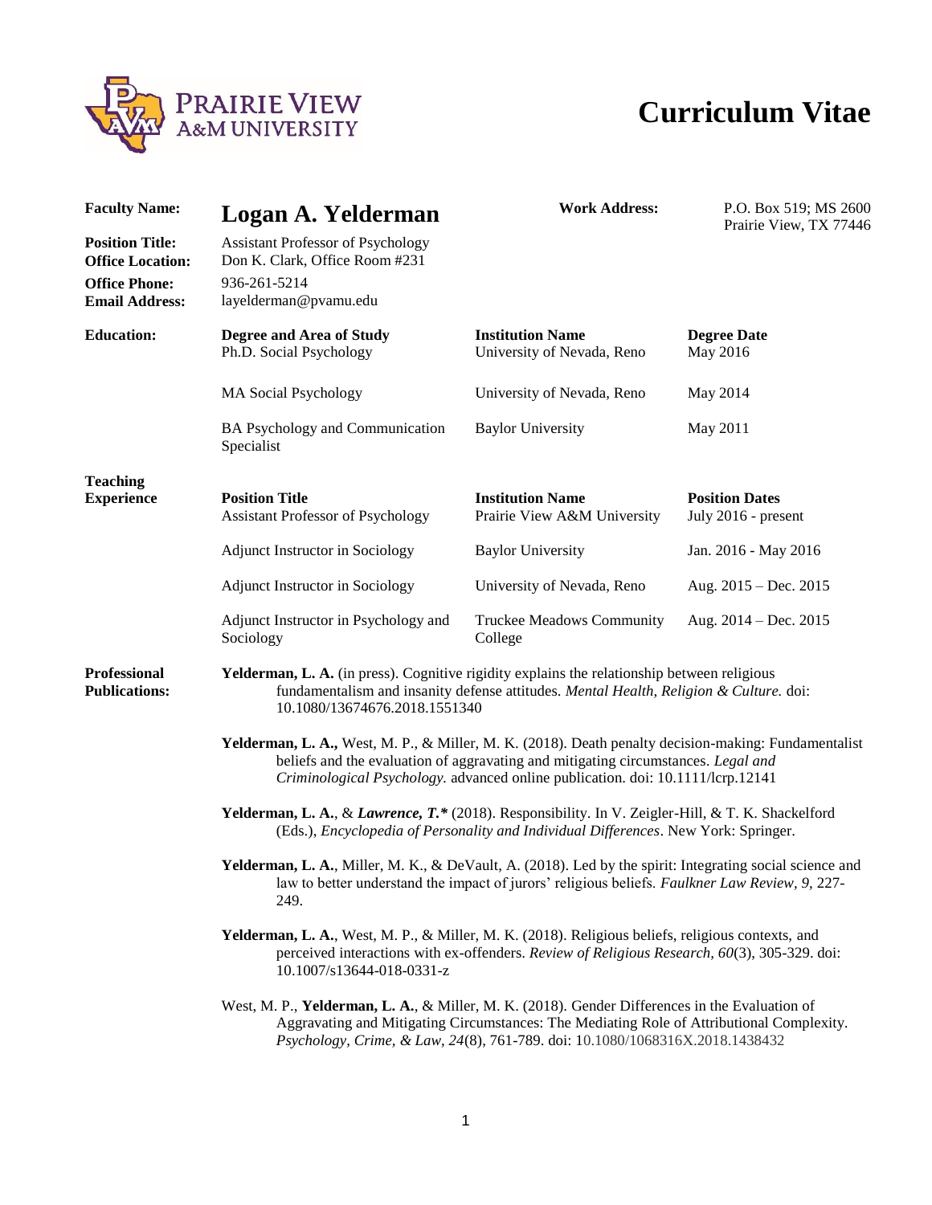# Curriculum Vitae

| | | | |
|---|---|---|---|
| **Faculty Name:** | **Logan A. Yelderman** | **Work Address:** | P.O. Box 519; MS 2600 Prairie View, TX 77446 |
| **Position Title:** | Assistant Professor of Psychology | | |
| **Office Location:** | Don K. Clark, Office Room #231 | | |
| **Office Phone:** | 936-261-5214 | | |
| **Email Address:** | layelderman@pvamu.edu | | |

## Education:

| Degree and Area of Study | Institution Name | Degree Date |
|---|---|---|
| Ph.D. Social Psychology | University of Nevada, Reno | May 2016 |
| MA Social Psychology | University of Nevada, Reno | May 2014 |
| BA Psychology and Communication Specialist | Baylor University | May 2011 |

## Teaching Experience

| Position Title | Institution Name | Position Dates |
|---|---|---|
| Assistant Professor of Psychology | Prairie View A&M University | July 2016 - present |
| Adjunct Instructor in Sociology | Baylor University | Jan. 2016 - May 2016 |
| Adjunct Instructor in Sociology | University of Nevada, Reno | Aug. 2015 – Dec. 2015 |
| Adjunct Instructor in Psychology and Sociology | Truckee Meadows Community College | Aug. 2014 – Dec. 2015 |

## Professional Publications:

**Yelderman, L. A.** (in press). Cognitive rigidity explains the relationship between religious fundamentalism and insanity defense attitudes. *Mental Health, Religion & Culture.* doi: 10.1080/13674676.2018.1551340

**Yelderman, L. A.,** West, M. P., & Miller, M. K. (2018). Death penalty decision-making: Fundamentalist beliefs and the evaluation of aggravating and mitigating circumstances. *Legal and Criminological Psychology.* advanced online publication. doi: 10.1111/lcrp.12141

**Yelderman, L. A.**, & ***Lawrence, T.**** (2018). Responsibility. In V. Zeigler-Hill, & T. K. Shackelford (Eds.), *Encyclopedia of Personality and Individual Differences*. New York: Springer.

**Yelderman, L. A.**, Miller, M. K., & DeVault, A. (2018). Led by the spirit: Integrating social science and law to better understand the impact of jurors' religious beliefs. *Faulkner Law Review, 9,* 227-249.

**Yelderman, L. A.**, West, M. P., & Miller, M. K. (2018). Religious beliefs, religious contexts, and perceived interactions with ex-offenders. *Review of Religious Research, 60*(3), 305-329. doi: 10.1007/s13644-018-0331-z

West, M. P., **Yelderman, L. A.**, & Miller, M. K. (2018). Gender Differences in the Evaluation of Aggravating and Mitigating Circumstances: The Mediating Role of Attributional Complexity. *Psychology, Crime, & Law, 24*(8), 761-789. doi: 10.1080/1068316X.2018.1438432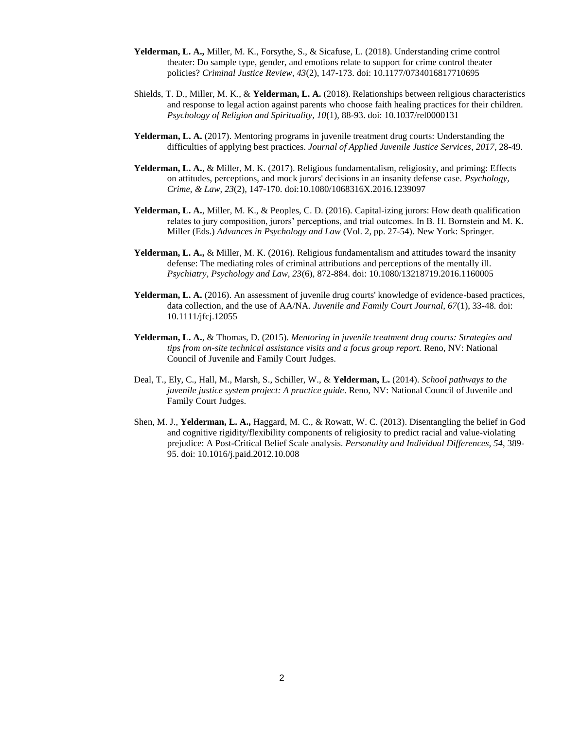**Yelderman, L. A.,** Miller, M. K., Forsythe, S., & Sicafuse, L. (2018). Understanding crime control theater: Do sample type, gender, and emotions relate to support for crime control theater policies? *Criminal Justice Review, 43*(2), 147-173. doi: 10.1177/0734016817710695

Shields, T. D., Miller, M. K., & **Yelderman, L. A.** (2018). Relationships between religious characteristics and response to legal action against parents who choose faith healing practices for their children. *Psychology of Religion and Spirituality, 10*(1), 88-93. doi: 10.1037/rel0000131

**Yelderman, L. A.** (2017). Mentoring programs in juvenile treatment drug courts: Understanding the difficulties of applying best practices. *Journal of Applied Juvenile Justice Services*, *2017*, 28-49.

**Yelderman, L. A.**, & Miller, M. K. (2017). Religious fundamentalism, religiosity, and priming: Effects on attitudes, perceptions, and mock jurors' decisions in an insanity defense case. *Psychology, Crime, & Law, 23*(2), 147-170. doi:10.1080/1068316X.2016.1239097

**Yelderman, L. A.**, Miller, M. K., & Peoples, C. D. (2016). Capital-izing jurors: How death qualification relates to jury composition, jurors' perceptions, and trial outcomes. In B. H. Bornstein and M. K. Miller (Eds.) *Advances in Psychology and Law* (Vol. 2, pp. 27-54). New York: Springer.

**Yelderman, L. A.,** & Miller, M. K. (2016). Religious fundamentalism and attitudes toward the insanity defense: The mediating roles of criminal attributions and perceptions of the mentally ill. *Psychiatry, Psychology and Law, 23*(6), 872-884. doi: 10.1080/13218719.2016.1160005

**Yelderman, L. A.** (2016). An assessment of juvenile drug courts' knowledge of evidence-based practices, data collection, and the use of AA/NA. *Juvenile and Family Court Journal, 67*(1), 33-48. doi: 10.1111/jfcj.12055

**Yelderman, L. A.**, & Thomas, D. (2015). *Mentoring in juvenile treatment drug courts: Strategies and tips from on-site technical assistance visits and a focus group report.* Reno, NV: National Council of Juvenile and Family Court Judges.

Deal, T., Ely, C., Hall, M., Marsh, S., Schiller, W., & **Yelderman, L.** (2014). *School pathways to the juvenile justice system project: A practice guide*. Reno, NV: National Council of Juvenile and Family Court Judges.

Shen, M. J., **Yelderman, L. A.,** Haggard, M. C., & Rowatt, W. C. (2013). Disentangling the belief in God and cognitive rigidity/flexibility components of religiosity to predict racial and value-violating prejudice: A Post-Critical Belief Scale analysis. *Personality and Individual Differences, 54*, 389-95. doi: 10.1016/j.paid.2012.10.008